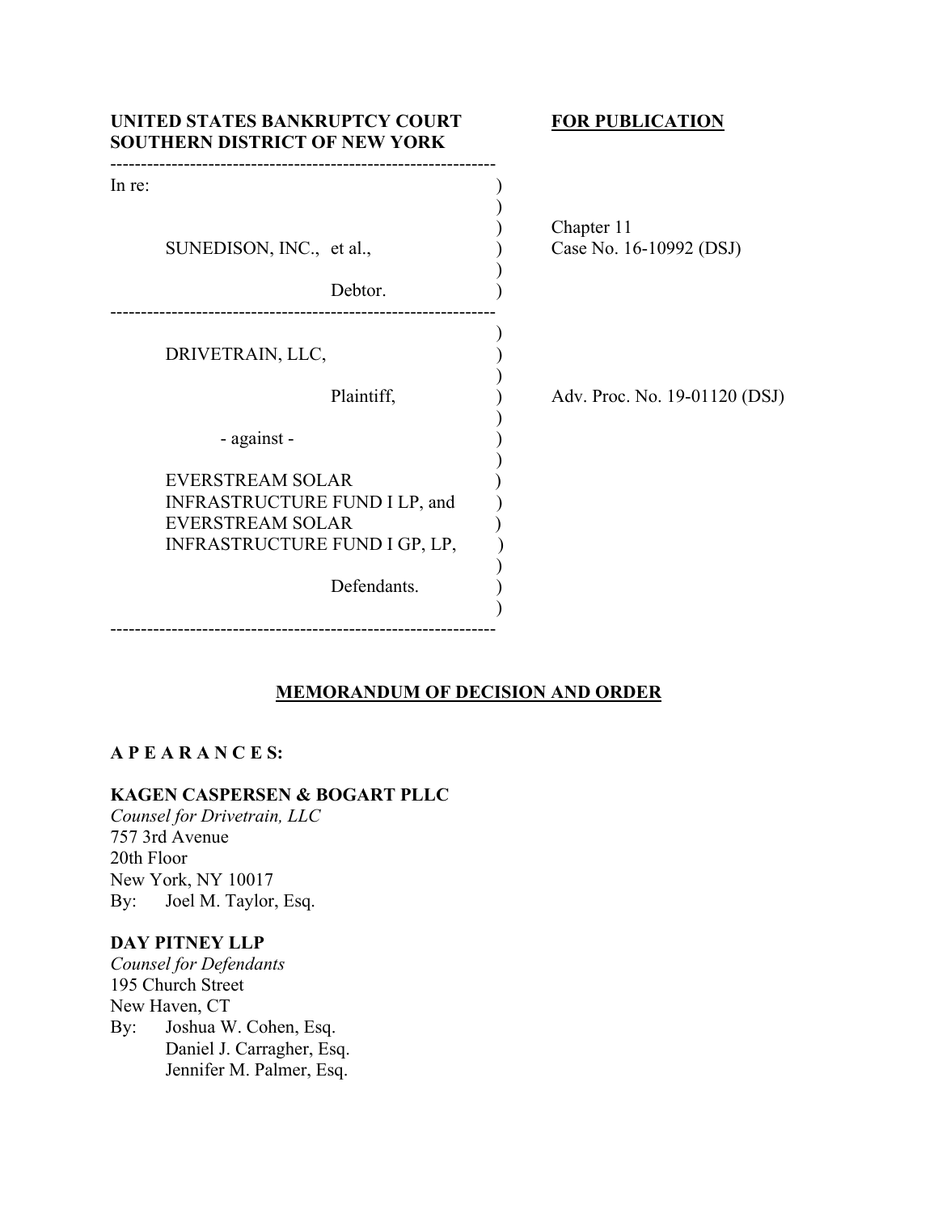**UNITED STATES BANKRUPTCY COURT**
**SOUTHERN DISTRICT OF NEW YORK**

**FOR PUBLICATION**

---

In re:

SUNEDISON, INC., et al.,

Debtor.

Chapter 11
Case No. 16-10992 (DSJ)

---

DRIVETRAIN, LLC,

Plaintiff,

\- against -

EVERSTREAM SOLAR INFRASTRUCTURE FUND I LP, and EVERSTREAM SOLAR INFRASTRUCTURE FUND I GP, LP,

Defendants.

Adv. Proc. No. 19-01120 (DSJ)

---

## MEMORANDUM OF DECISION AND ORDER

**A P E A R A N C E S:**

**KAGEN CASPERSEN & BOGART PLLC**
*Counsel for Drivetrain, LLC*
757 3rd Avenue
20th Floor
New York, NY 10017
By: Joel M. Taylor, Esq.

**DAY PITNEY LLP**
*Counsel for Defendants*
195 Church Street
New Haven, CT
By: Joshua W. Cohen, Esq.
Daniel J. Carragher, Esq.
Jennifer M. Palmer, Esq.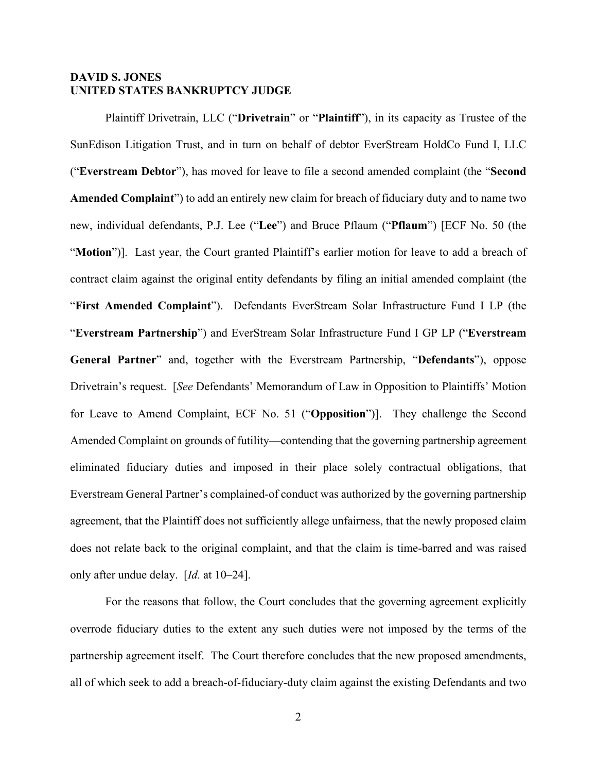**DAVID S. JONES**
**UNITED STATES BANKRUPTCY JUDGE**

Plaintiff Drivetrain, LLC ("**Drivetrain**" or "**Plaintiff**"), in its capacity as Trustee of the SunEdison Litigation Trust, and in turn on behalf of debtor EverStream HoldCo Fund I, LLC ("**Everstream Debtor**"), has moved for leave to file a second amended complaint (the "**Second Amended Complaint**") to add an entirely new claim for breach of fiduciary duty and to name two new, individual defendants, P.J. Lee ("**Lee**") and Bruce Pflaum ("**Pflaum**") [ECF No. 50 (the "**Motion**")]. Last year, the Court granted Plaintiff's earlier motion for leave to add a breach of contract claim against the original entity defendants by filing an initial amended complaint (the "**First Amended Complaint**"). Defendants EverStream Solar Infrastructure Fund I LP (the "**Everstream Partnership**") and EverStream Solar Infrastructure Fund I GP LP ("**Everstream General Partner**" and, together with the Everstream Partnership, "**Defendants**"), oppose Drivetrain's request. [*See* Defendants' Memorandum of Law in Opposition to Plaintiffs' Motion for Leave to Amend Complaint, ECF No. 51 ("**Opposition**")]. They challenge the Second Amended Complaint on grounds of futility—contending that the governing partnership agreement eliminated fiduciary duties and imposed in their place solely contractual obligations, that Everstream General Partner's complained-of conduct was authorized by the governing partnership agreement, that the Plaintiff does not sufficiently allege unfairness, that the newly proposed claim does not relate back to the original complaint, and that the claim is time-barred and was raised only after undue delay. [*Id.* at 10–24].

For the reasons that follow, the Court concludes that the governing agreement explicitly overrode fiduciary duties to the extent any such duties were not imposed by the terms of the partnership agreement itself. The Court therefore concludes that the new proposed amendments, all of which seek to add a breach-of-fiduciary-duty claim against the existing Defendants and two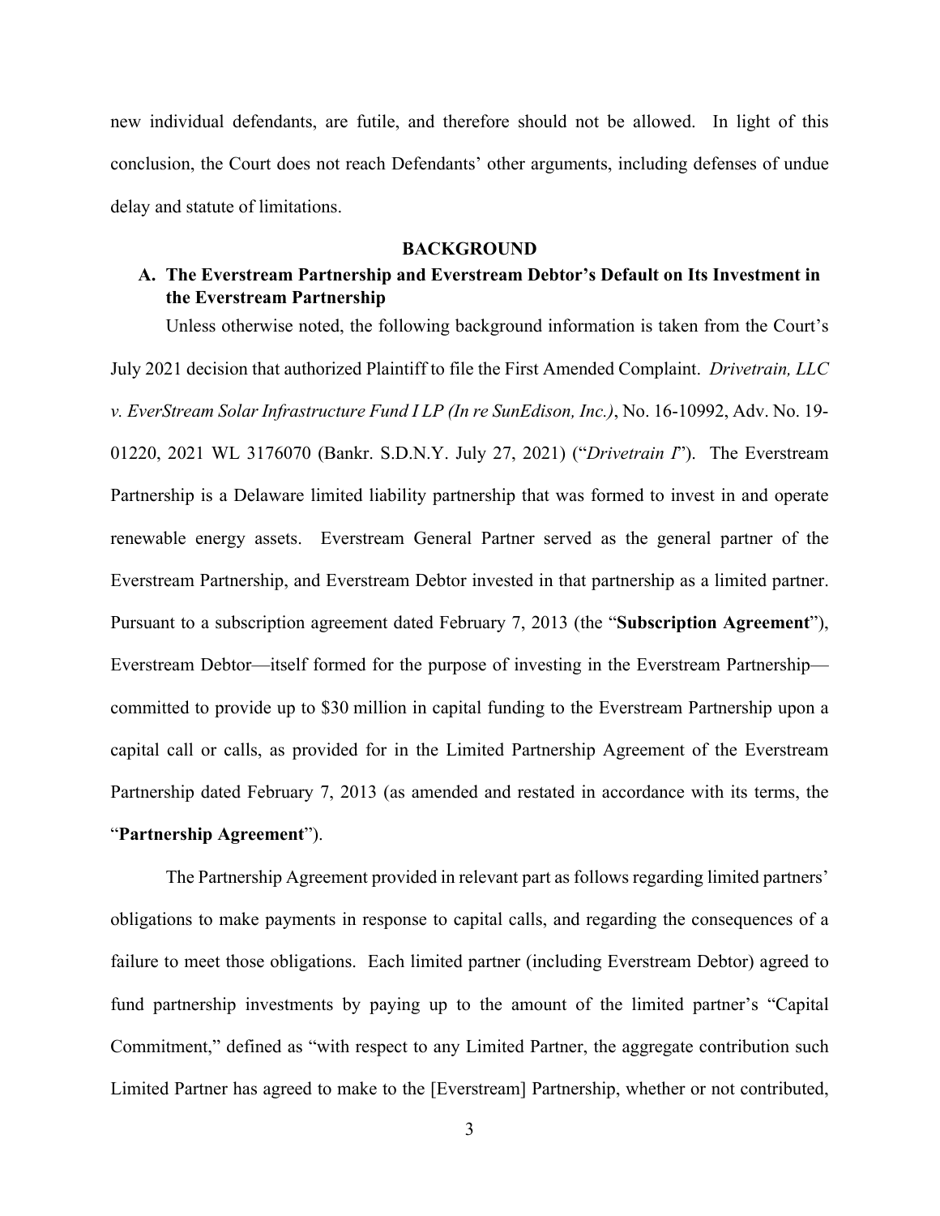new individual defendants, are futile, and therefore should not be allowed. In light of this conclusion, the Court does not reach Defendants' other arguments, including defenses of undue delay and statute of limitations.

## BACKGROUND

### A. The Everstream Partnership and Everstream Debtor's Default on Its Investment in the Everstream Partnership

Unless otherwise noted, the following background information is taken from the Court's July 2021 decision that authorized Plaintiff to file the First Amended Complaint. *Drivetrain, LLC v. EverStream Solar Infrastructure Fund I LP (In re SunEdison, Inc.)*, No. 16-10992, Adv. No. 19-01220, 2021 WL 3176070 (Bankr. S.D.N.Y. July 27, 2021) ("*Drivetrain I*"). The Everstream Partnership is a Delaware limited liability partnership that was formed to invest in and operate renewable energy assets. Everstream General Partner served as the general partner of the Everstream Partnership, and Everstream Debtor invested in that partnership as a limited partner. Pursuant to a subscription agreement dated February 7, 2013 (the "**Subscription Agreement**"), Everstream Debtor—itself formed for the purpose of investing in the Everstream Partnership—committed to provide up to $30 million in capital funding to the Everstream Partnership upon a capital call or calls, as provided for in the Limited Partnership Agreement of the Everstream Partnership dated February 7, 2013 (as amended and restated in accordance with its terms, the "**Partnership Agreement**").

The Partnership Agreement provided in relevant part as follows regarding limited partners' obligations to make payments in response to capital calls, and regarding the consequences of a failure to meet those obligations. Each limited partner (including Everstream Debtor) agreed to fund partnership investments by paying up to the amount of the limited partner's "Capital Commitment," defined as "with respect to any Limited Partner, the aggregate contribution such Limited Partner has agreed to make to the [Everstream] Partnership, whether or not contributed,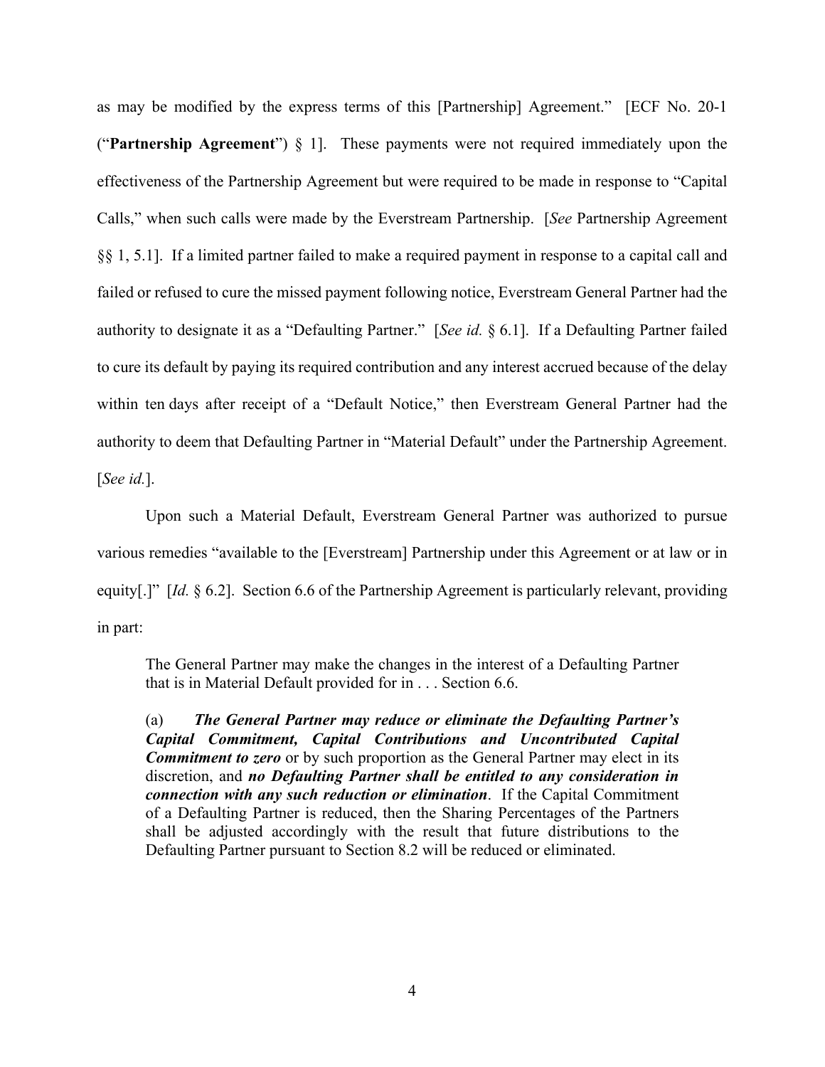as may be modified by the express terms of this [Partnership] Agreement." [ECF No. 20-1 ("**Partnership Agreement**") § 1]. These payments were not required immediately upon the effectiveness of the Partnership Agreement but were required to be made in response to "Capital Calls," when such calls were made by the Everstream Partnership. [*See* Partnership Agreement §§ 1, 5.1]. If a limited partner failed to make a required payment in response to a capital call and failed or refused to cure the missed payment following notice, Everstream General Partner had the authority to designate it as a "Defaulting Partner." [*See id.* § 6.1]. If a Defaulting Partner failed to cure its default by paying its required contribution and any interest accrued because of the delay within ten days after receipt of a "Default Notice," then Everstream General Partner had the authority to deem that Defaulting Partner in "Material Default" under the Partnership Agreement. [*See id.*].

Upon such a Material Default, Everstream General Partner was authorized to pursue various remedies "available to the [Everstream] Partnership under this Agreement or at law or in equity[.]" [*Id.* § 6.2]. Section 6.6 of the Partnership Agreement is particularly relevant, providing in part:

> The General Partner may make the changes in the interest of a Defaulting Partner that is in Material Default provided for in . . . Section 6.6.
>
> (a) ***The General Partner may reduce or eliminate the Defaulting Partner's Capital Commitment, Capital Contributions and Uncontributed Capital Commitment to zero*** or by such proportion as the General Partner may elect in its discretion, and ***no Defaulting Partner shall be entitled to any consideration in connection with any such reduction or elimination***. If the Capital Commitment of a Defaulting Partner is reduced, then the Sharing Percentages of the Partners shall be adjusted accordingly with the result that future distributions to the Defaulting Partner pursuant to Section 8.2 will be reduced or eliminated.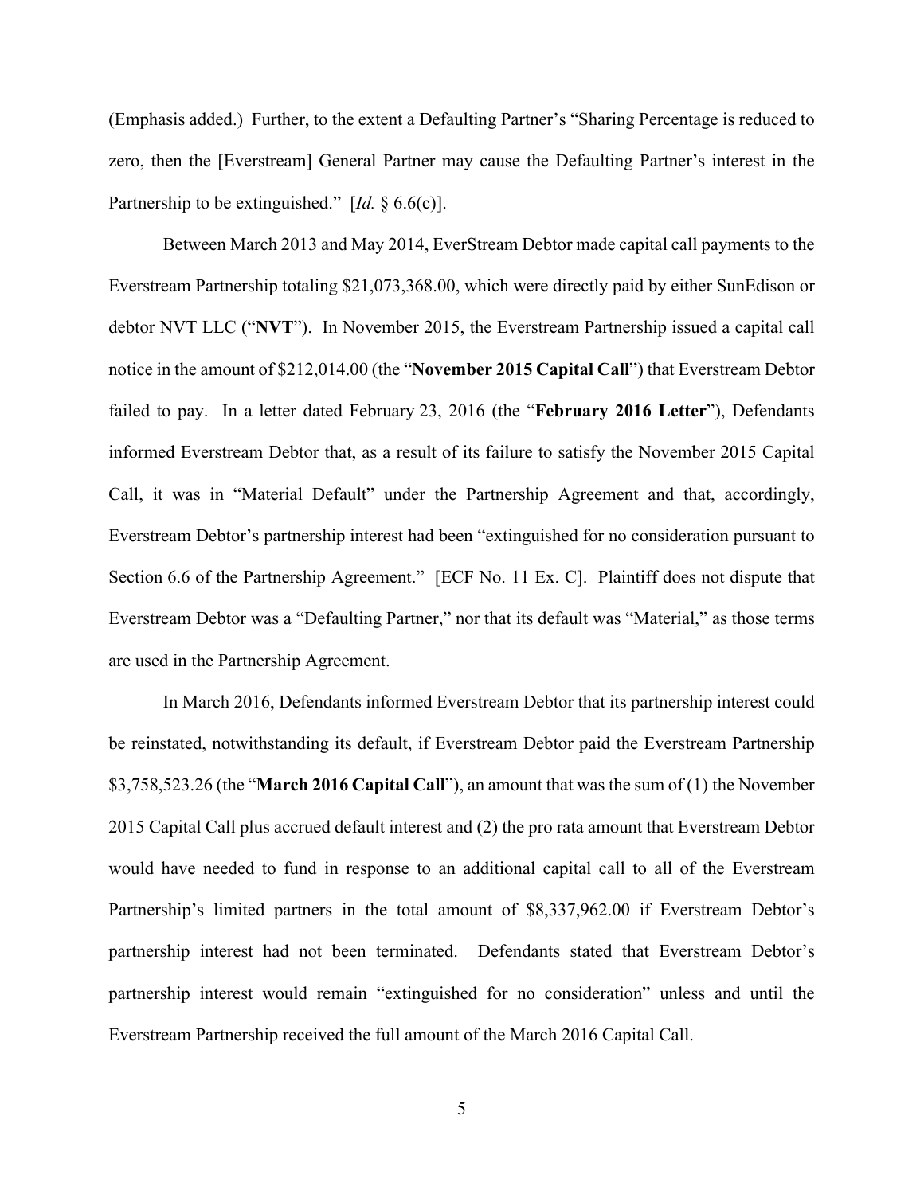(Emphasis added.) Further, to the extent a Defaulting Partner's "Sharing Percentage is reduced to zero, then the [Everstream] General Partner may cause the Defaulting Partner's interest in the Partnership to be extinguished." [*Id.* § 6.6(c)].

Between March 2013 and May 2014, EverStream Debtor made capital call payments to the Everstream Partnership totaling $21,073,368.00, which were directly paid by either SunEdison or debtor NVT LLC ("**NVT**"). In November 2015, the Everstream Partnership issued a capital call notice in the amount of $212,014.00 (the "**November 2015 Capital Call**") that Everstream Debtor failed to pay. In a letter dated February 23, 2016 (the "**February 2016 Letter**"), Defendants informed Everstream Debtor that, as a result of its failure to satisfy the November 2015 Capital Call, it was in "Material Default" under the Partnership Agreement and that, accordingly, Everstream Debtor's partnership interest had been "extinguished for no consideration pursuant to Section 6.6 of the Partnership Agreement." [ECF No. 11 Ex. C]. Plaintiff does not dispute that Everstream Debtor was a "Defaulting Partner," nor that its default was "Material," as those terms are used in the Partnership Agreement.

In March 2016, Defendants informed Everstream Debtor that its partnership interest could be reinstated, notwithstanding its default, if Everstream Debtor paid the Everstream Partnership $3,758,523.26 (the "**March 2016 Capital Call**"), an amount that was the sum of (1) the November 2015 Capital Call plus accrued default interest and (2) the pro rata amount that Everstream Debtor would have needed to fund in response to an additional capital call to all of the Everstream Partnership's limited partners in the total amount of $8,337,962.00 if Everstream Debtor's partnership interest had not been terminated. Defendants stated that Everstream Debtor's partnership interest would remain "extinguished for no consideration" unless and until the Everstream Partnership received the full amount of the March 2016 Capital Call.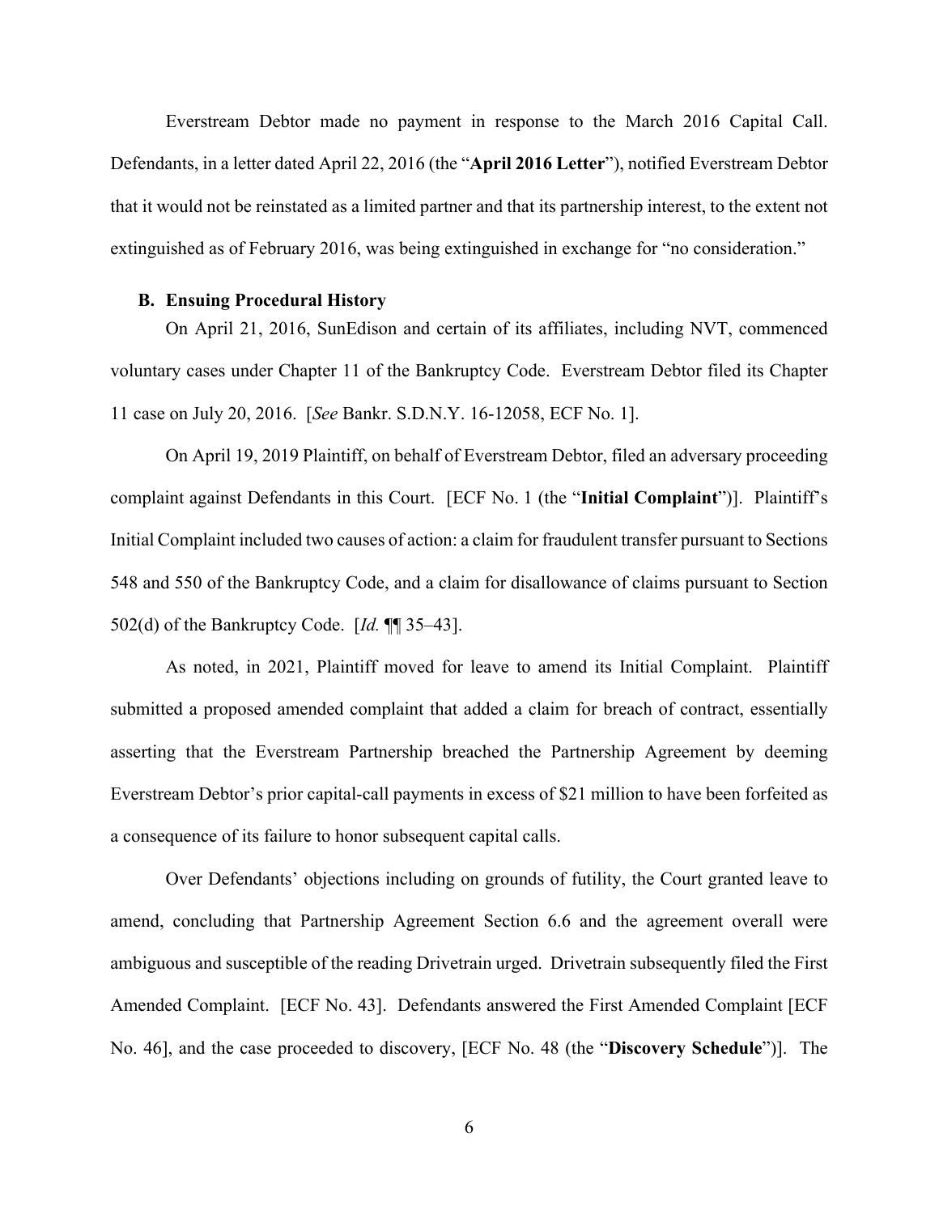Everstream Debtor made no payment in response to the March 2016 Capital Call. Defendants, in a letter dated April 22, 2016 (the "**April 2016 Letter**"), notified Everstream Debtor that it would not be reinstated as a limited partner and that its partnership interest, to the extent not extinguished as of February 2016, was being extinguished in exchange for "no consideration."

### B. Ensuing Procedural History

On April 21, 2016, SunEdison and certain of its affiliates, including NVT, commenced voluntary cases under Chapter 11 of the Bankruptcy Code. Everstream Debtor filed its Chapter 11 case on July 20, 2016. [*See* Bankr. S.D.N.Y. 16-12058, ECF No. 1].

On April 19, 2019 Plaintiff, on behalf of Everstream Debtor, filed an adversary proceeding complaint against Defendants in this Court. [ECF No. 1 (the "**Initial Complaint**")]. Plaintiff's Initial Complaint included two causes of action: a claim for fraudulent transfer pursuant to Sections 548 and 550 of the Bankruptcy Code, and a claim for disallowance of claims pursuant to Section 502(d) of the Bankruptcy Code. [*Id.* ¶¶ 35–43].

As noted, in 2021, Plaintiff moved for leave to amend its Initial Complaint. Plaintiff submitted a proposed amended complaint that added a claim for breach of contract, essentially asserting that the Everstream Partnership breached the Partnership Agreement by deeming Everstream Debtor's prior capital-call payments in excess of $21 million to have been forfeited as a consequence of its failure to honor subsequent capital calls.

Over Defendants' objections including on grounds of futility, the Court granted leave to amend, concluding that Partnership Agreement Section 6.6 and the agreement overall were ambiguous and susceptible of the reading Drivetrain urged. Drivetrain subsequently filed the First Amended Complaint. [ECF No. 43]. Defendants answered the First Amended Complaint [ECF No. 46], and the case proceeded to discovery, [ECF No. 48 (the "**Discovery Schedule**")]. The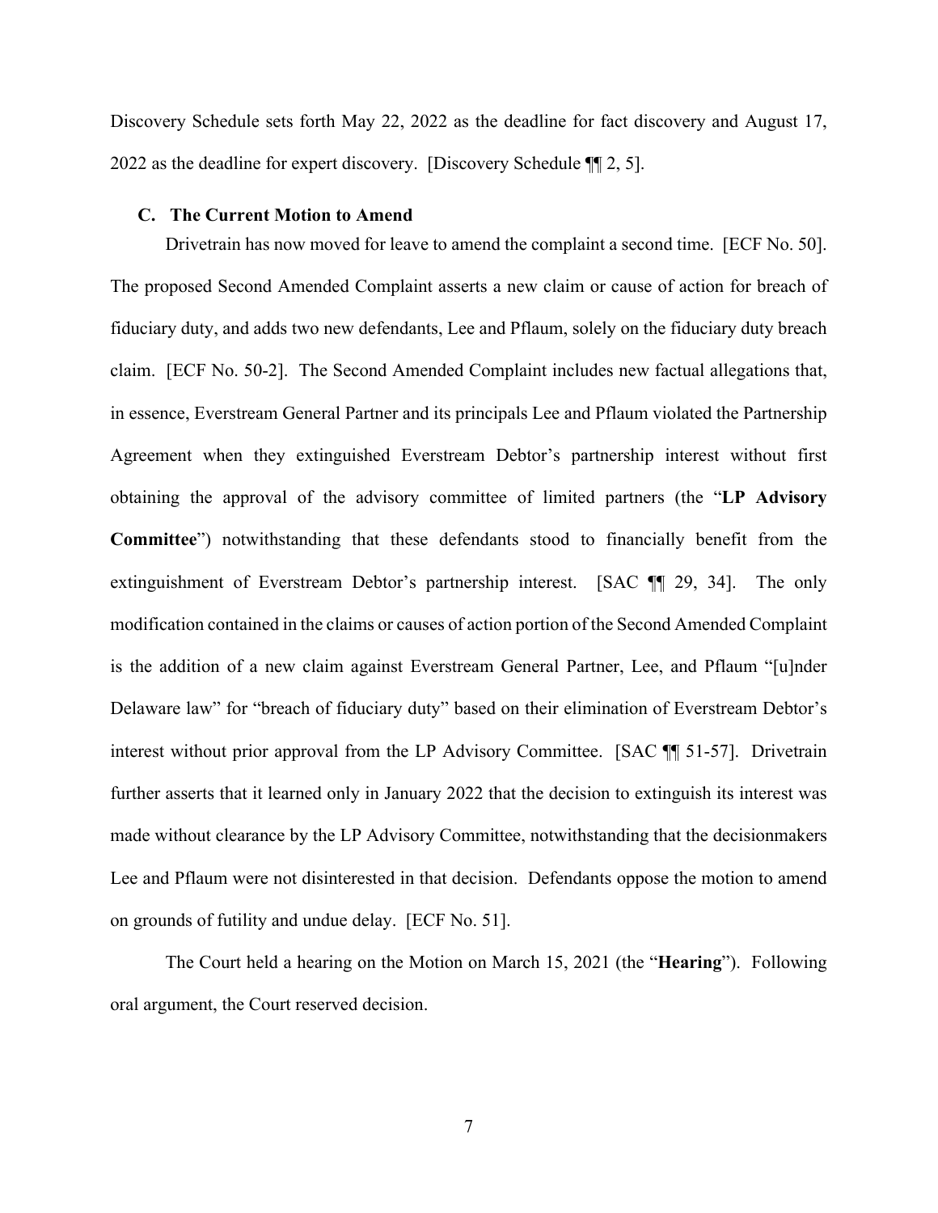Discovery Schedule sets forth May 22, 2022 as the deadline for fact discovery and August 17, 2022 as the deadline for expert discovery. [Discovery Schedule ¶¶ 2, 5].

### C. The Current Motion to Amend

Drivetrain has now moved for leave to amend the complaint a second time. [ECF No. 50]. The proposed Second Amended Complaint asserts a new claim or cause of action for breach of fiduciary duty, and adds two new defendants, Lee and Pflaum, solely on the fiduciary duty breach claim. [ECF No. 50-2]. The Second Amended Complaint includes new factual allegations that, in essence, Everstream General Partner and its principals Lee and Pflaum violated the Partnership Agreement when they extinguished Everstream Debtor's partnership interest without first obtaining the approval of the advisory committee of limited partners (the "**LP Advisory Committee**") notwithstanding that these defendants stood to financially benefit from the extinguishment of Everstream Debtor's partnership interest. [SAC ¶¶ 29, 34]. The only modification contained in the claims or causes of action portion of the Second Amended Complaint is the addition of a new claim against Everstream General Partner, Lee, and Pflaum "[u]nder Delaware law" for "breach of fiduciary duty" based on their elimination of Everstream Debtor's interest without prior approval from the LP Advisory Committee. [SAC ¶¶ 51-57]. Drivetrain further asserts that it learned only in January 2022 that the decision to extinguish its interest was made without clearance by the LP Advisory Committee, notwithstanding that the decisionmakers Lee and Pflaum were not disinterested in that decision. Defendants oppose the motion to amend on grounds of futility and undue delay. [ECF No. 51].

The Court held a hearing on the Motion on March 15, 2021 (the "**Hearing**"). Following oral argument, the Court reserved decision.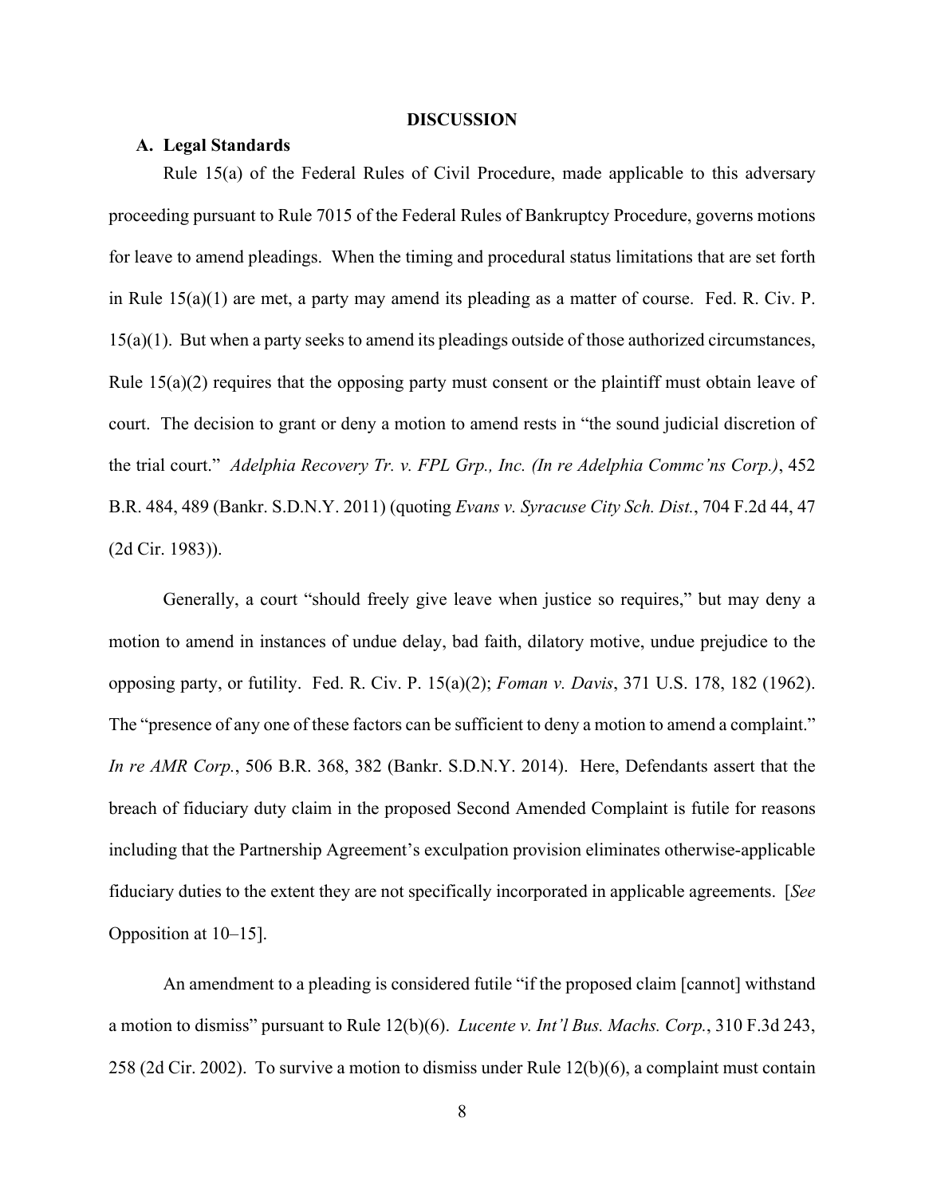## DISCUSSION

### A. Legal Standards

Rule 15(a) of the Federal Rules of Civil Procedure, made applicable to this adversary proceeding pursuant to Rule 7015 of the Federal Rules of Bankruptcy Procedure, governs motions for leave to amend pleadings. When the timing and procedural status limitations that are set forth in Rule 15(a)(1) are met, a party may amend its pleading as a matter of course. Fed. R. Civ. P. 15(a)(1). But when a party seeks to amend its pleadings outside of those authorized circumstances, Rule 15(a)(2) requires that the opposing party must consent or the plaintiff must obtain leave of court. The decision to grant or deny a motion to amend rests in "the sound judicial discretion of the trial court." *Adelphia Recovery Tr. v. FPL Grp., Inc. (In re Adelphia Commc'ns Corp.)*, 452 B.R. 484, 489 (Bankr. S.D.N.Y. 2011) (quoting *Evans v. Syracuse City Sch. Dist.*, 704 F.2d 44, 47 (2d Cir. 1983)).

Generally, a court "should freely give leave when justice so requires," but may deny a motion to amend in instances of undue delay, bad faith, dilatory motive, undue prejudice to the opposing party, or futility. Fed. R. Civ. P. 15(a)(2); *Foman v. Davis*, 371 U.S. 178, 182 (1962). The "presence of any one of these factors can be sufficient to deny a motion to amend a complaint." *In re AMR Corp.*, 506 B.R. 368, 382 (Bankr. S.D.N.Y. 2014). Here, Defendants assert that the breach of fiduciary duty claim in the proposed Second Amended Complaint is futile for reasons including that the Partnership Agreement's exculpation provision eliminates otherwise-applicable fiduciary duties to the extent they are not specifically incorporated in applicable agreements. [*See* Opposition at 10–15].

An amendment to a pleading is considered futile "if the proposed claim [cannot] withstand a motion to dismiss" pursuant to Rule 12(b)(6). *Lucente v. Int'l Bus. Machs. Corp.*, 310 F.3d 243, 258 (2d Cir. 2002). To survive a motion to dismiss under Rule 12(b)(6), a complaint must contain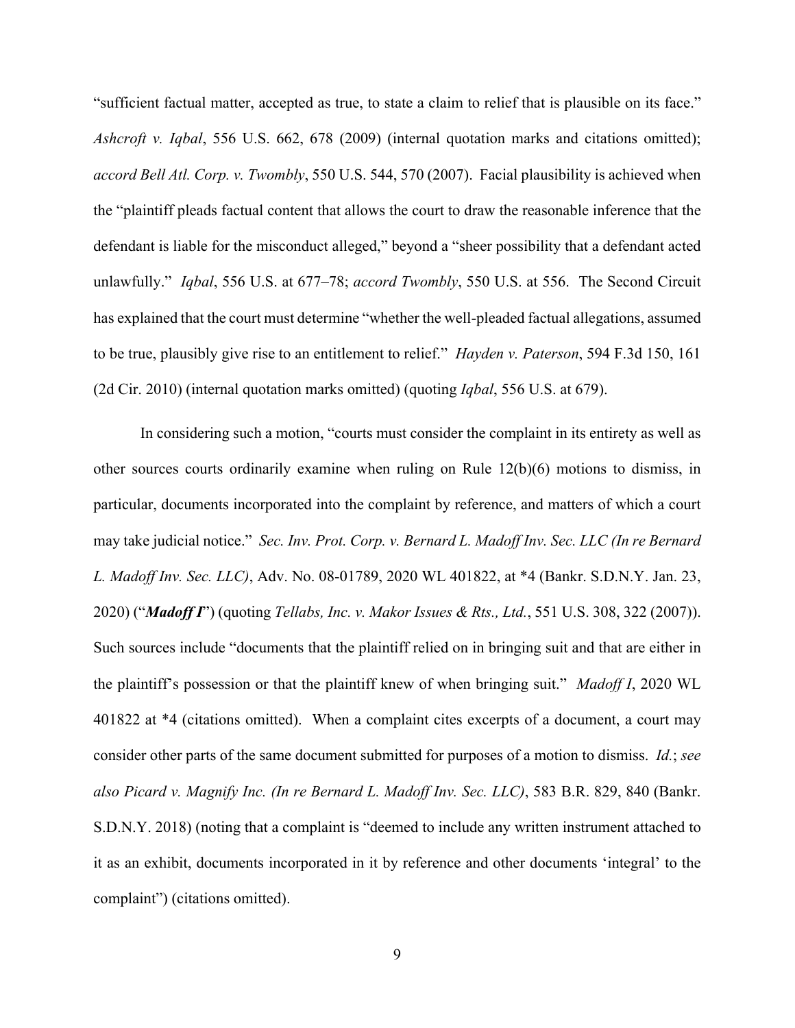"sufficient factual matter, accepted as true, to state a claim to relief that is plausible on its face." *Ashcroft v. Iqbal*, 556 U.S. 662, 678 (2009) (internal quotation marks and citations omitted); *accord Bell Atl. Corp. v. Twombly*, 550 U.S. 544, 570 (2007). Facial plausibility is achieved when the "plaintiff pleads factual content that allows the court to draw the reasonable inference that the defendant is liable for the misconduct alleged," beyond a "sheer possibility that a defendant acted unlawfully." *Iqbal*, 556 U.S. at 677–78; *accord Twombly*, 550 U.S. at 556. The Second Circuit has explained that the court must determine "whether the well-pleaded factual allegations, assumed to be true, plausibly give rise to an entitlement to relief." *Hayden v. Paterson*, 594 F.3d 150, 161 (2d Cir. 2010) (internal quotation marks omitted) (quoting *Iqbal*, 556 U.S. at 679).

In considering such a motion, "courts must consider the complaint in its entirety as well as other sources courts ordinarily examine when ruling on Rule 12(b)(6) motions to dismiss, in particular, documents incorporated into the complaint by reference, and matters of which a court may take judicial notice." *Sec. Inv. Prot. Corp. v. Bernard L. Madoff Inv. Sec. LLC (In re Bernard L. Madoff Inv. Sec. LLC)*, Adv. No. 08-01789, 2020 WL 401822, at *4 (Bankr. S.D.N.Y. Jan. 23, 2020) ("***Madoff I***") (quoting *Tellabs, Inc. v. Makor Issues & Rts., Ltd.*, 551 U.S. 308, 322 (2007)). Such sources include "documents that the plaintiff relied on in bringing suit and that are either in the plaintiff's possession or that the plaintiff knew of when bringing suit." *Madoff I*, 2020 WL 401822 at *4 (citations omitted). When a complaint cites excerpts of a document, a court may consider other parts of the same document submitted for purposes of a motion to dismiss. *Id.*; *see also Picard v. Magnify Inc. (In re Bernard L. Madoff Inv. Sec. LLC)*, 583 B.R. 829, 840 (Bankr. S.D.N.Y. 2018) (noting that a complaint is "deemed to include any written instrument attached to it as an exhibit, documents incorporated in it by reference and other documents 'integral' to the complaint") (citations omitted).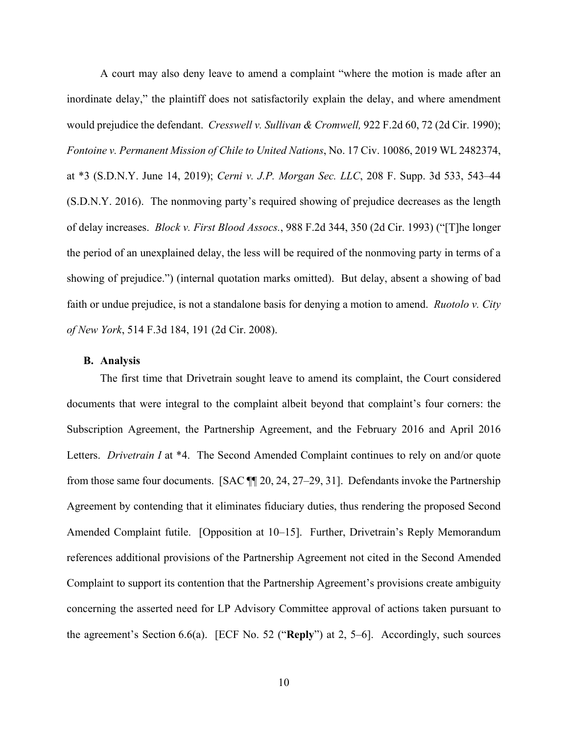A court may also deny leave to amend a complaint "where the motion is made after an inordinate delay," the plaintiff does not satisfactorily explain the delay, and where amendment would prejudice the defendant. *Cresswell v. Sullivan & Cromwell,* 922 F.2d 60, 72 (2d Cir. 1990); *Fontoine v. Permanent Mission of Chile to United Nations*, No. 17 Civ. 10086, 2019 WL 2482374, at *3 (S.D.N.Y. June 14, 2019); *Cerni v. J.P. Morgan Sec. LLC*, 208 F. Supp. 3d 533, 543–44 (S.D.N.Y. 2016). The nonmoving party's required showing of prejudice decreases as the length of delay increases. *Block v. First Blood Assocs.*, 988 F.2d 344, 350 (2d Cir. 1993) ("[T]he longer the period of an unexplained delay, the less will be required of the nonmoving party in terms of a showing of prejudice.") (internal quotation marks omitted). But delay, absent a showing of bad faith or undue prejudice, is not a standalone basis for denying a motion to amend. *Ruotolo v. City of New York*, 514 F.3d 184, 191 (2d Cir. 2008).

### B. Analysis

The first time that Drivetrain sought leave to amend its complaint, the Court considered documents that were integral to the complaint albeit beyond that complaint's four corners: the Subscription Agreement, the Partnership Agreement, and the February 2016 and April 2016 Letters. *Drivetrain I* at *4. The Second Amended Complaint continues to rely on and/or quote from those same four documents. [SAC ¶¶ 20, 24, 27–29, 31]. Defendants invoke the Partnership Agreement by contending that it eliminates fiduciary duties, thus rendering the proposed Second Amended Complaint futile. [Opposition at 10–15]. Further, Drivetrain's Reply Memorandum references additional provisions of the Partnership Agreement not cited in the Second Amended Complaint to support its contention that the Partnership Agreement's provisions create ambiguity concerning the asserted need for LP Advisory Committee approval of actions taken pursuant to the agreement's Section 6.6(a). [ECF No. 52 ("**Reply**") at 2, 5–6]. Accordingly, such sources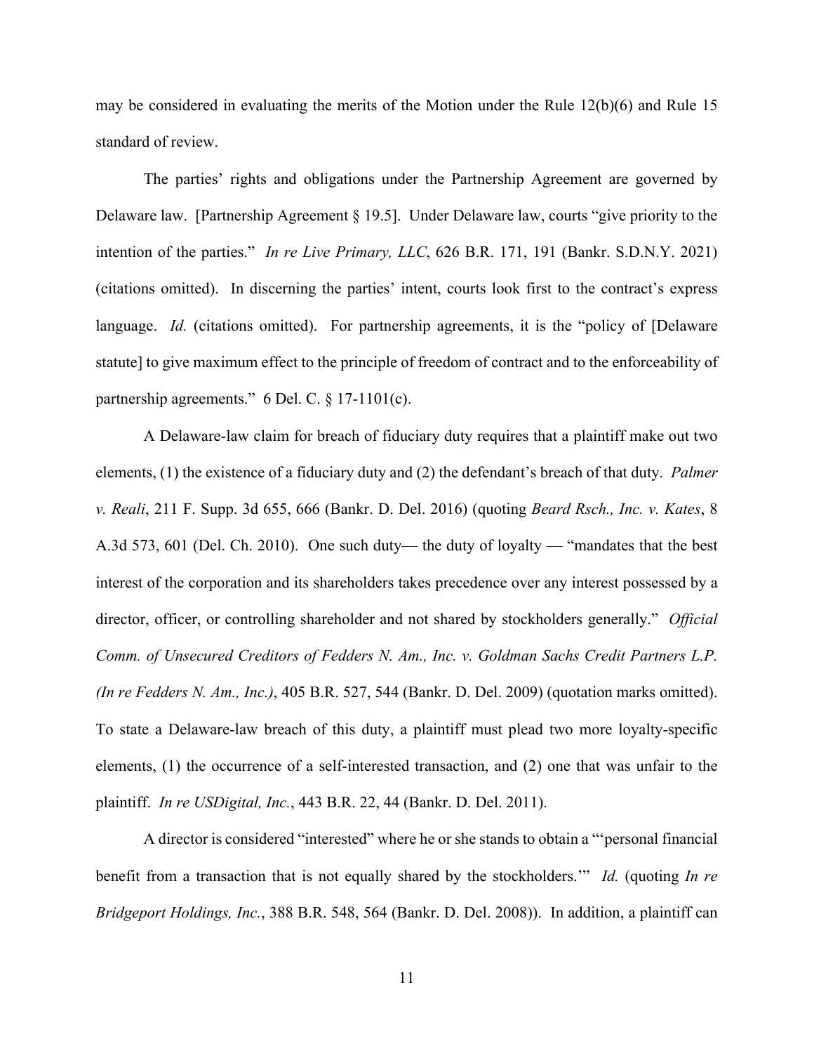may be considered in evaluating the merits of the Motion under the Rule 12(b)(6) and Rule 15 standard of review.

The parties' rights and obligations under the Partnership Agreement are governed by Delaware law. [Partnership Agreement § 19.5]. Under Delaware law, courts "give priority to the intention of the parties." *In re Live Primary, LLC*, 626 B.R. 171, 191 (Bankr. S.D.N.Y. 2021) (citations omitted). In discerning the parties' intent, courts look first to the contract's express language. *Id.* (citations omitted). For partnership agreements, it is the "policy of [Delaware statute] to give maximum effect to the principle of freedom of contract and to the enforceability of partnership agreements." 6 Del. C. § 17-1101(c).

A Delaware-law claim for breach of fiduciary duty requires that a plaintiff make out two elements, (1) the existence of a fiduciary duty and (2) the defendant's breach of that duty. *Palmer v. Reali*, 211 F. Supp. 3d 655, 666 (Bankr. D. Del. 2016) (quoting *Beard Rsch., Inc. v. Kates*, 8 A.3d 573, 601 (Del. Ch. 2010). One such duty— the duty of loyalty — "mandates that the best interest of the corporation and its shareholders takes precedence over any interest possessed by a director, officer, or controlling shareholder and not shared by stockholders generally." *Official Comm. of Unsecured Creditors of Fedders N. Am., Inc. v. Goldman Sachs Credit Partners L.P. (In re Fedders N. Am., Inc.)*, 405 B.R. 527, 544 (Bankr. D. Del. 2009) (quotation marks omitted). To state a Delaware-law breach of this duty, a plaintiff must plead two more loyalty-specific elements, (1) the occurrence of a self-interested transaction, and (2) one that was unfair to the plaintiff. *In re USDigital, Inc.*, 443 B.R. 22, 44 (Bankr. D. Del. 2011).

A director is considered "interested" where he or she stands to obtain a "'personal financial benefit from a transaction that is not equally shared by the stockholders.'" *Id.* (quoting *In re Bridgeport Holdings, Inc.*, 388 B.R. 548, 564 (Bankr. D. Del. 2008)). In addition, a plaintiff can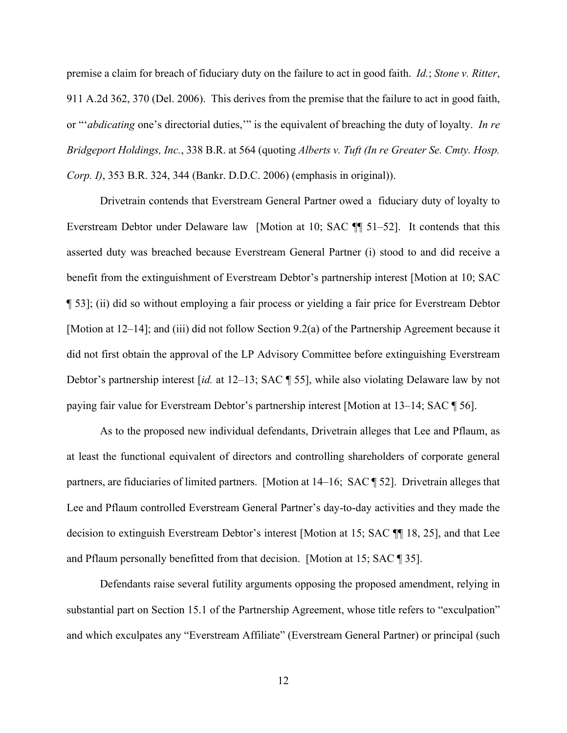premise a claim for breach of fiduciary duty on the failure to act in good faith. *Id.*; *Stone v. Ritter*, 911 A.2d 362, 370 (Del. 2006). This derives from the premise that the failure to act in good faith, or "'*abdicating* one's directorial duties,'" is the equivalent of breaching the duty of loyalty. *In re Bridgeport Holdings, Inc.*, 338 B.R. at 564 (quoting *Alberts v. Tuft (In re Greater Se. Cmty. Hosp. Corp. I)*, 353 B.R. 324, 344 (Bankr. D.D.C. 2006) (emphasis in original)).

Drivetrain contends that Everstream General Partner owed a fiduciary duty of loyalty to Everstream Debtor under Delaware law [Motion at 10; SAC ¶¶ 51–52]. It contends that this asserted duty was breached because Everstream General Partner (i) stood to and did receive a benefit from the extinguishment of Everstream Debtor's partnership interest [Motion at 10; SAC ¶ 53]; (ii) did so without employing a fair process or yielding a fair price for Everstream Debtor [Motion at 12–14]; and (iii) did not follow Section 9.2(a) of the Partnership Agreement because it did not first obtain the approval of the LP Advisory Committee before extinguishing Everstream Debtor's partnership interest [*id.* at 12–13; SAC ¶ 55], while also violating Delaware law by not paying fair value for Everstream Debtor's partnership interest [Motion at 13–14; SAC ¶ 56].

As to the proposed new individual defendants, Drivetrain alleges that Lee and Pflaum, as at least the functional equivalent of directors and controlling shareholders of corporate general partners, are fiduciaries of limited partners. [Motion at 14–16; SAC ¶ 52]. Drivetrain alleges that Lee and Pflaum controlled Everstream General Partner's day-to-day activities and they made the decision to extinguish Everstream Debtor's interest [Motion at 15; SAC ¶¶ 18, 25], and that Lee and Pflaum personally benefitted from that decision. [Motion at 15; SAC ¶ 35].

Defendants raise several futility arguments opposing the proposed amendment, relying in substantial part on Section 15.1 of the Partnership Agreement, whose title refers to "exculpation" and which exculpates any "Everstream Affiliate" (Everstream General Partner) or principal (such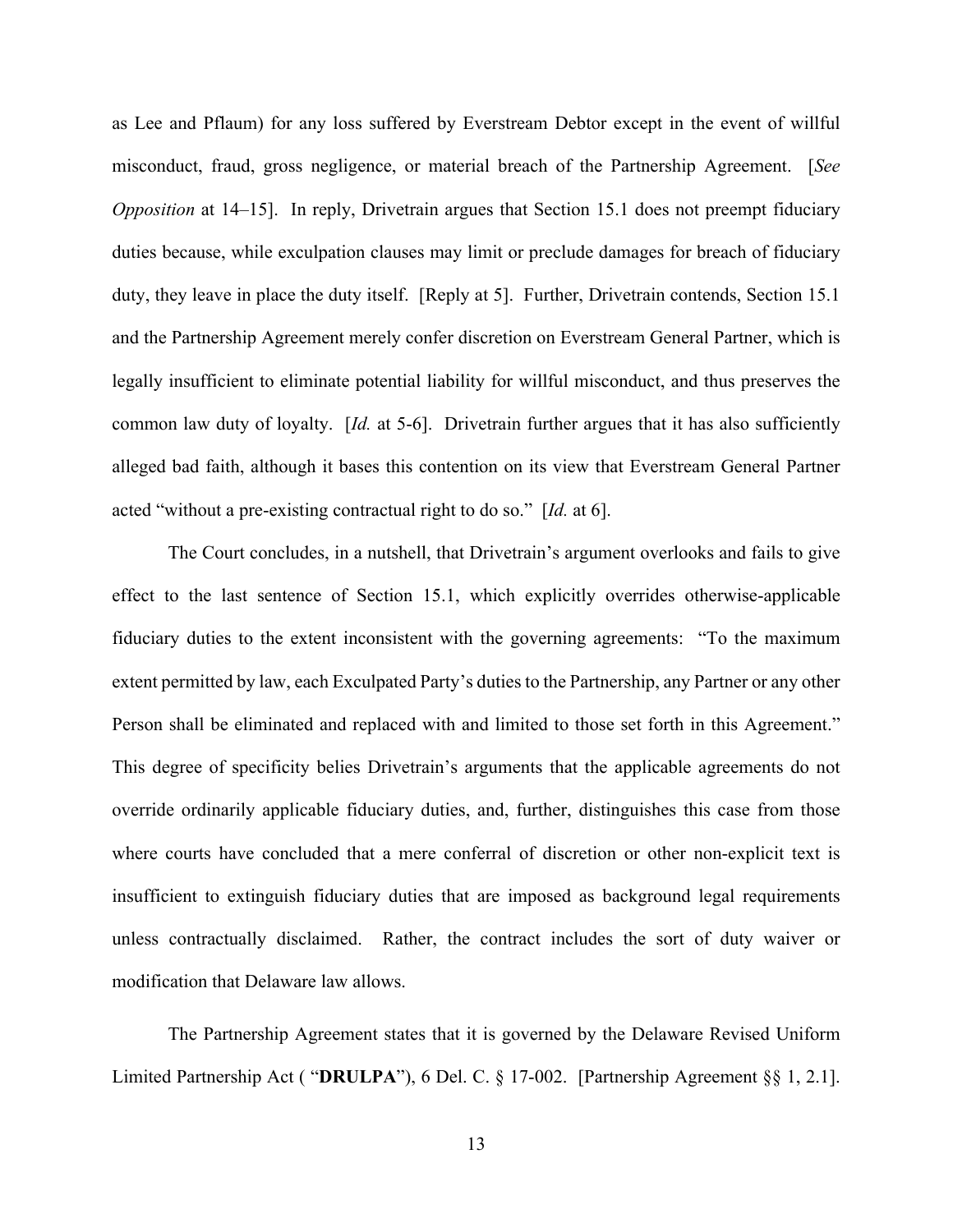as Lee and Pflaum) for any loss suffered by Everstream Debtor except in the event of willful misconduct, fraud, gross negligence, or material breach of the Partnership Agreement. [*See Opposition* at 14–15]. In reply, Drivetrain argues that Section 15.1 does not preempt fiduciary duties because, while exculpation clauses may limit or preclude damages for breach of fiduciary duty, they leave in place the duty itself. [Reply at 5]. Further, Drivetrain contends, Section 15.1 and the Partnership Agreement merely confer discretion on Everstream General Partner, which is legally insufficient to eliminate potential liability for willful misconduct, and thus preserves the common law duty of loyalty. [*Id.* at 5-6]. Drivetrain further argues that it has also sufficiently alleged bad faith, although it bases this contention on its view that Everstream General Partner acted "without a pre-existing contractual right to do so." [*Id.* at 6].

The Court concludes, in a nutshell, that Drivetrain's argument overlooks and fails to give effect to the last sentence of Section 15.1, which explicitly overrides otherwise-applicable fiduciary duties to the extent inconsistent with the governing agreements: "To the maximum extent permitted by law, each Exculpated Party's duties to the Partnership, any Partner or any other Person shall be eliminated and replaced with and limited to those set forth in this Agreement." This degree of specificity belies Drivetrain's arguments that the applicable agreements do not override ordinarily applicable fiduciary duties, and, further, distinguishes this case from those where courts have concluded that a mere conferral of discretion or other non-explicit text is insufficient to extinguish fiduciary duties that are imposed as background legal requirements unless contractually disclaimed. Rather, the contract includes the sort of duty waiver or modification that Delaware law allows.

The Partnership Agreement states that it is governed by the Delaware Revised Uniform Limited Partnership Act ( "**DRULPA**"), 6 Del. C. § 17-002. [Partnership Agreement §§ 1, 2.1].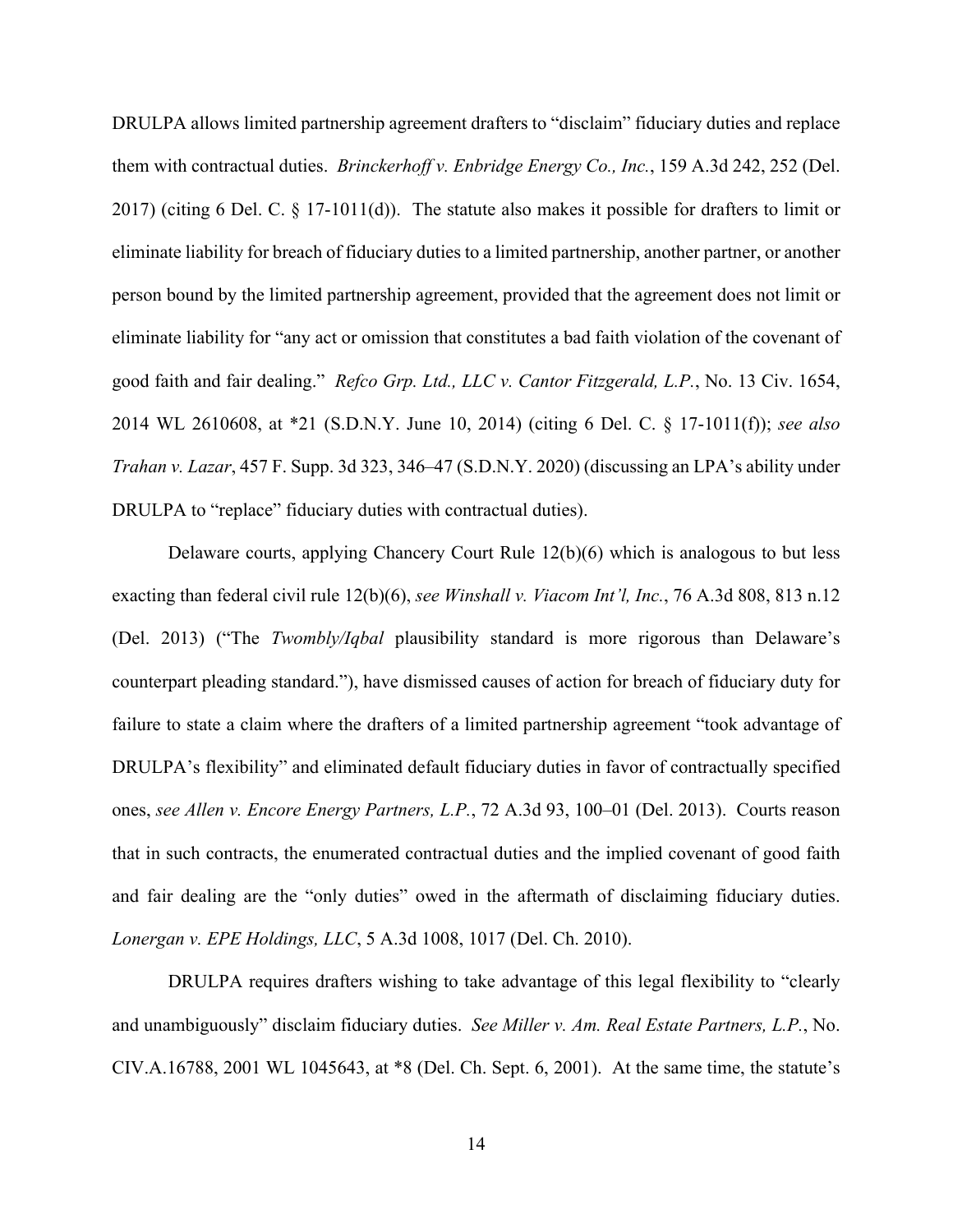DRULPA allows limited partnership agreement drafters to "disclaim" fiduciary duties and replace them with contractual duties. *Brinckerhoff v. Enbridge Energy Co., Inc.*, 159 A.3d 242, 252 (Del. 2017) (citing 6 Del. C. § 17-1011(d)). The statute also makes it possible for drafters to limit or eliminate liability for breach of fiduciary duties to a limited partnership, another partner, or another person bound by the limited partnership agreement, provided that the agreement does not limit or eliminate liability for "any act or omission that constitutes a bad faith violation of the covenant of good faith and fair dealing." *Refco Grp. Ltd., LLC v. Cantor Fitzgerald, L.P.*, No. 13 Civ. 1654, 2014 WL 2610608, at *21 (S.D.N.Y. June 10, 2014) (citing 6 Del. C. § 17-1011(f)); *see also Trahan v. Lazar*, 457 F. Supp. 3d 323, 346–47 (S.D.N.Y. 2020) (discussing an LPA's ability under DRULPA to "replace" fiduciary duties with contractual duties).

Delaware courts, applying Chancery Court Rule 12(b)(6) which is analogous to but less exacting than federal civil rule 12(b)(6), *see Winshall v. Viacom Int'l, Inc.*, 76 A.3d 808, 813 n.12 (Del. 2013) ("The *Twombly/Iqbal* plausibility standard is more rigorous than Delaware's counterpart pleading standard."), have dismissed causes of action for breach of fiduciary duty for failure to state a claim where the drafters of a limited partnership agreement "took advantage of DRULPA's flexibility" and eliminated default fiduciary duties in favor of contractually specified ones, *see Allen v. Encore Energy Partners, L.P.*, 72 A.3d 93, 100–01 (Del. 2013). Courts reason that in such contracts, the enumerated contractual duties and the implied covenant of good faith and fair dealing are the "only duties" owed in the aftermath of disclaiming fiduciary duties. *Lonergan v. EPE Holdings, LLC*, 5 A.3d 1008, 1017 (Del. Ch. 2010).

DRULPA requires drafters wishing to take advantage of this legal flexibility to "clearly and unambiguously" disclaim fiduciary duties. *See Miller v. Am. Real Estate Partners, L.P.*, No. CIV.A.16788, 2001 WL 1045643, at *8 (Del. Ch. Sept. 6, 2001). At the same time, the statute's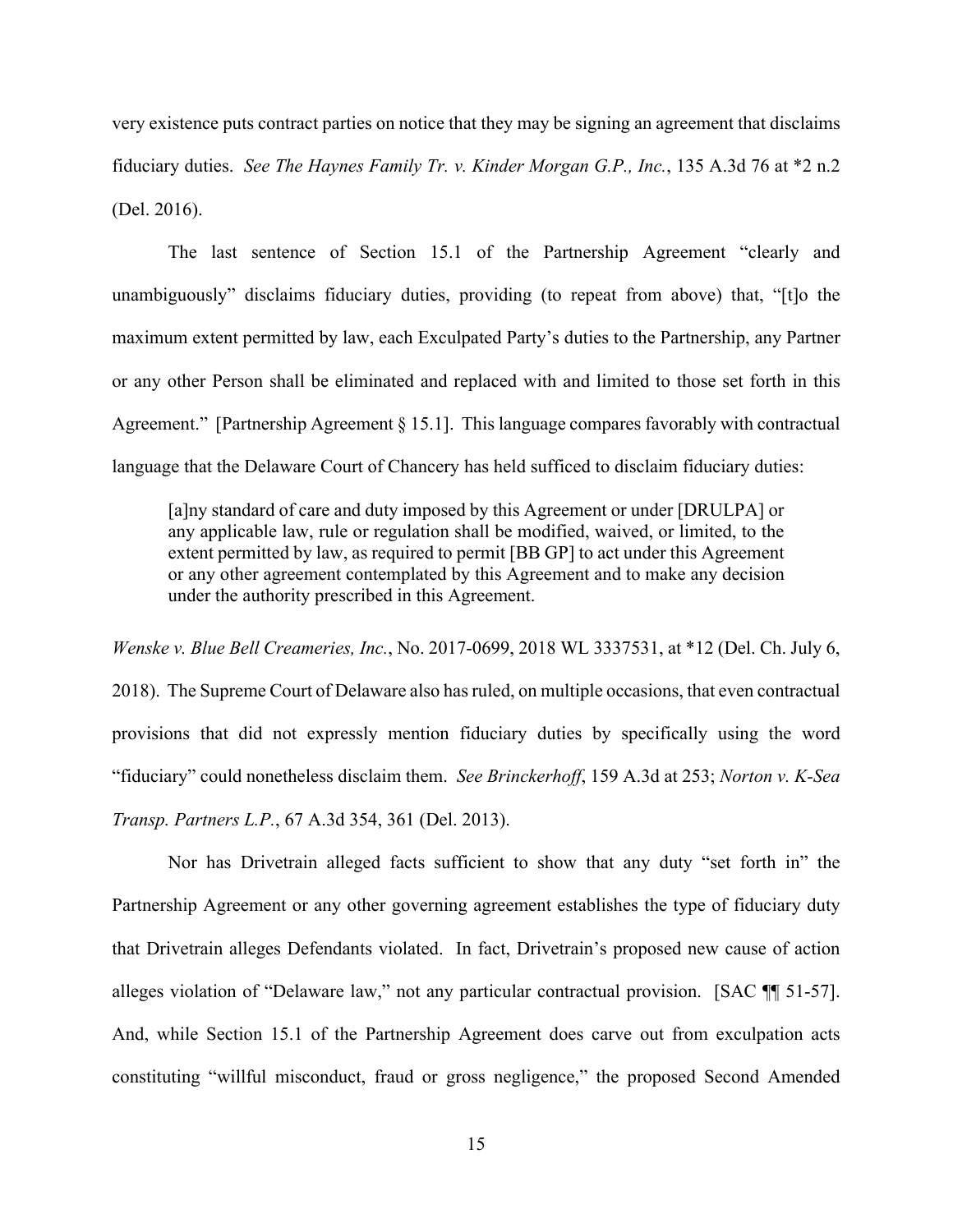very existence puts contract parties on notice that they may be signing an agreement that disclaims fiduciary duties. *See The Haynes Family Tr. v. Kinder Morgan G.P., Inc.*, 135 A.3d 76 at *2 n.2 (Del. 2016).

The last sentence of Section 15.1 of the Partnership Agreement "clearly and unambiguously" disclaims fiduciary duties, providing (to repeat from above) that, "[t]o the maximum extent permitted by law, each Exculpated Party's duties to the Partnership, any Partner or any other Person shall be eliminated and replaced with and limited to those set forth in this Agreement." [Partnership Agreement § 15.1]. This language compares favorably with contractual language that the Delaware Court of Chancery has held sufficed to disclaim fiduciary duties:

> [a]ny standard of care and duty imposed by this Agreement or under [DRULPA] or any applicable law, rule or regulation shall be modified, waived, or limited, to the extent permitted by law, as required to permit [BB GP] to act under this Agreement or any other agreement contemplated by this Agreement and to make any decision under the authority prescribed in this Agreement.

*Wenske v. Blue Bell Creameries, Inc.*, No. 2017-0699, 2018 WL 3337531, at *12 (Del. Ch. July 6, 2018). The Supreme Court of Delaware also has ruled, on multiple occasions, that even contractual provisions that did not expressly mention fiduciary duties by specifically using the word "fiduciary" could nonetheless disclaim them. *See Brinckerhoff*, 159 A.3d at 253; *Norton v. K-Sea Transp. Partners L.P.*, 67 A.3d 354, 361 (Del. 2013).

Nor has Drivetrain alleged facts sufficient to show that any duty "set forth in" the Partnership Agreement or any other governing agreement establishes the type of fiduciary duty that Drivetrain alleges Defendants violated. In fact, Drivetrain's proposed new cause of action alleges violation of "Delaware law," not any particular contractual provision. [SAC ¶¶ 51-57]. And, while Section 15.1 of the Partnership Agreement does carve out from exculpation acts constituting "willful misconduct, fraud or gross negligence," the proposed Second Amended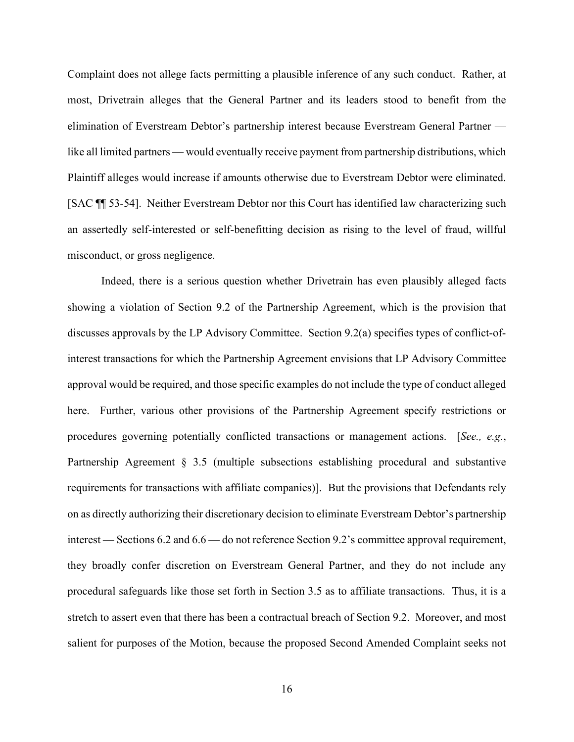Complaint does not allege facts permitting a plausible inference of any such conduct. Rather, at most, Drivetrain alleges that the General Partner and its leaders stood to benefit from the elimination of Everstream Debtor's partnership interest because Everstream General Partner — like all limited partners — would eventually receive payment from partnership distributions, which Plaintiff alleges would increase if amounts otherwise due to Everstream Debtor were eliminated. [SAC ¶¶ 53-54]. Neither Everstream Debtor nor this Court has identified law characterizing such an assertedly self-interested or self-benefitting decision as rising to the level of fraud, willful misconduct, or gross negligence.

Indeed, there is a serious question whether Drivetrain has even plausibly alleged facts showing a violation of Section 9.2 of the Partnership Agreement, which is the provision that discusses approvals by the LP Advisory Committee. Section 9.2(a) specifies types of conflict-of-interest transactions for which the Partnership Agreement envisions that LP Advisory Committee approval would be required, and those specific examples do not include the type of conduct alleged here. Further, various other provisions of the Partnership Agreement specify restrictions or procedures governing potentially conflicted transactions or management actions. [*See., e.g.*, Partnership Agreement § 3.5 (multiple subsections establishing procedural and substantive requirements for transactions with affiliate companies)]. But the provisions that Defendants rely on as directly authorizing their discretionary decision to eliminate Everstream Debtor's partnership interest — Sections 6.2 and 6.6 — do not reference Section 9.2's committee approval requirement, they broadly confer discretion on Everstream General Partner, and they do not include any procedural safeguards like those set forth in Section 3.5 as to affiliate transactions. Thus, it is a stretch to assert even that there has been a contractual breach of Section 9.2. Moreover, and most salient for purposes of the Motion, because the proposed Second Amended Complaint seeks not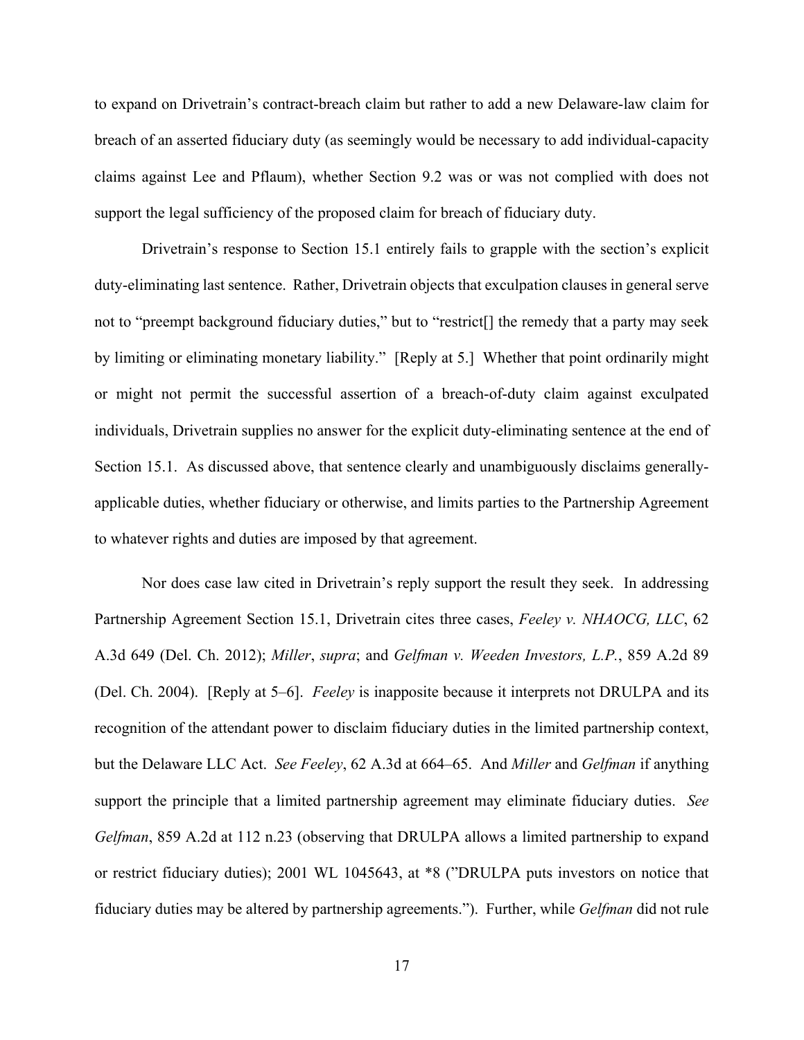to expand on Drivetrain's contract-breach claim but rather to add a new Delaware-law claim for breach of an asserted fiduciary duty (as seemingly would be necessary to add individual-capacity claims against Lee and Pflaum), whether Section 9.2 was or was not complied with does not support the legal sufficiency of the proposed claim for breach of fiduciary duty.

Drivetrain's response to Section 15.1 entirely fails to grapple with the section's explicit duty-eliminating last sentence. Rather, Drivetrain objects that exculpation clauses in general serve not to "preempt background fiduciary duties," but to "restrict[] the remedy that a party may seek by limiting or eliminating monetary liability." [Reply at 5.] Whether that point ordinarily might or might not permit the successful assertion of a breach-of-duty claim against exculpated individuals, Drivetrain supplies no answer for the explicit duty-eliminating sentence at the end of Section 15.1. As discussed above, that sentence clearly and unambiguously disclaims generally-applicable duties, whether fiduciary or otherwise, and limits parties to the Partnership Agreement to whatever rights and duties are imposed by that agreement.

Nor does case law cited in Drivetrain's reply support the result they seek. In addressing Partnership Agreement Section 15.1, Drivetrain cites three cases, *Feeley v. NHAOCG, LLC*, 62 A.3d 649 (Del. Ch. 2012); *Miller*, *supra*; and *Gelfman v. Weeden Investors, L.P.*, 859 A.2d 89 (Del. Ch. 2004). [Reply at 5–6]. *Feeley* is inapposite because it interprets not DRULPA and its recognition of the attendant power to disclaim fiduciary duties in the limited partnership context, but the Delaware LLC Act. *See Feeley*, 62 A.3d at 664–65. And *Miller* and *Gelfman* if anything support the principle that a limited partnership agreement may eliminate fiduciary duties. *See Gelfman*, 859 A.2d at 112 n.23 (observing that DRULPA allows a limited partnership to expand or restrict fiduciary duties); 2001 WL 1045643, at *8 ("DRULPA puts investors on notice that fiduciary duties may be altered by partnership agreements."). Further, while *Gelfman* did not rule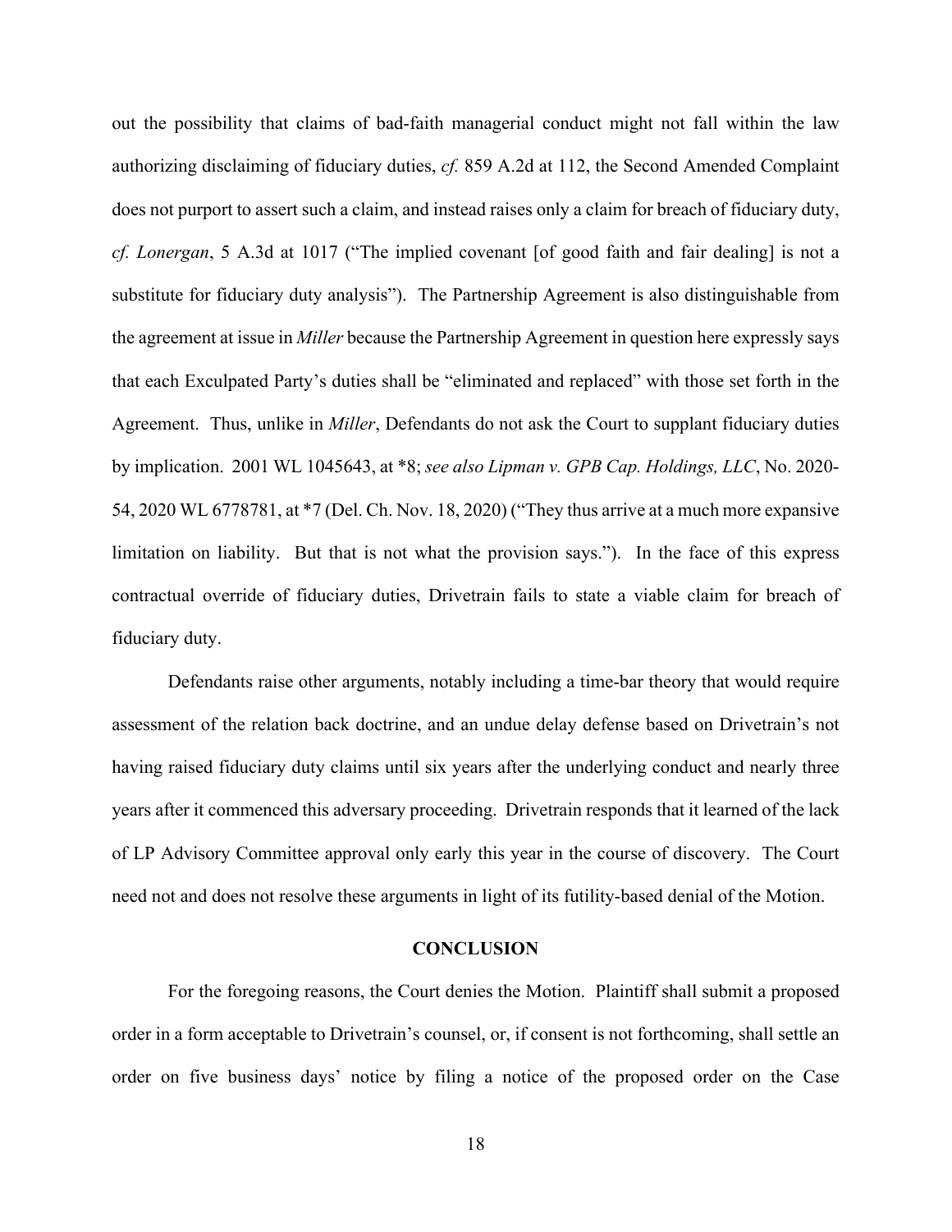out the possibility that claims of bad-faith managerial conduct might not fall within the law authorizing disclaiming of fiduciary duties, *cf.* 859 A.2d at 112, the Second Amended Complaint does not purport to assert such a claim, and instead raises only a claim for breach of fiduciary duty, *cf. Lonergan*, 5 A.3d at 1017 ("The implied covenant [of good faith and fair dealing] is not a substitute for fiduciary duty analysis"). The Partnership Agreement is also distinguishable from the agreement at issue in *Miller* because the Partnership Agreement in question here expressly says that each Exculpated Party's duties shall be "eliminated and replaced" with those set forth in the Agreement. Thus, unlike in *Miller*, Defendants do not ask the Court to supplant fiduciary duties by implication. 2001 WL 1045643, at *8; *see also Lipman v. GPB Cap. Holdings, LLC*, No. 2020-54, 2020 WL 6778781, at *7 (Del. Ch. Nov. 18, 2020) ("They thus arrive at a much more expansive limitation on liability. But that is not what the provision says."). In the face of this express contractual override of fiduciary duties, Drivetrain fails to state a viable claim for breach of fiduciary duty.

Defendants raise other arguments, notably including a time-bar theory that would require assessment of the relation back doctrine, and an undue delay defense based on Drivetrain's not having raised fiduciary duty claims until six years after the underlying conduct and nearly three years after it commenced this adversary proceeding. Drivetrain responds that it learned of the lack of LP Advisory Committee approval only early this year in the course of discovery. The Court need not and does not resolve these arguments in light of its futility-based denial of the Motion.

## CONCLUSION

For the foregoing reasons, the Court denies the Motion. Plaintiff shall submit a proposed order in a form acceptable to Drivetrain's counsel, or, if consent is not forthcoming, shall settle an order on five business days' notice by filing a notice of the proposed order on the Case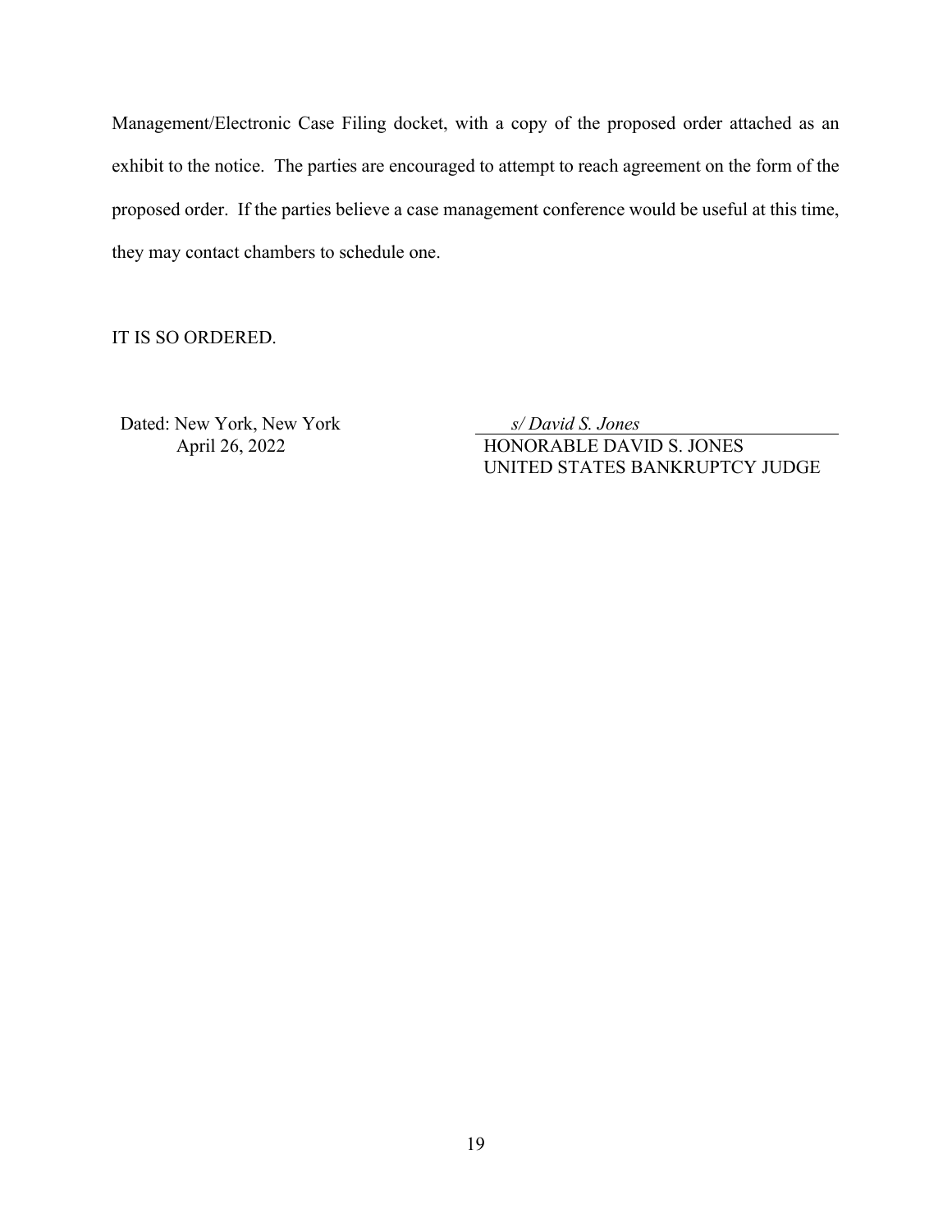Management/Electronic Case Filing docket, with a copy of the proposed order attached as an exhibit to the notice. The parties are encouraged to attempt to reach agreement on the form of the proposed order. If the parties believe a case management conference would be useful at this time, they may contact chambers to schedule one.

IT IS SO ORDERED.

Dated: New York, New York
April 26, 2022

*s/ David S. Jones*
HONORABLE DAVID S. JONES
UNITED STATES BANKRUPTCY JUDGE